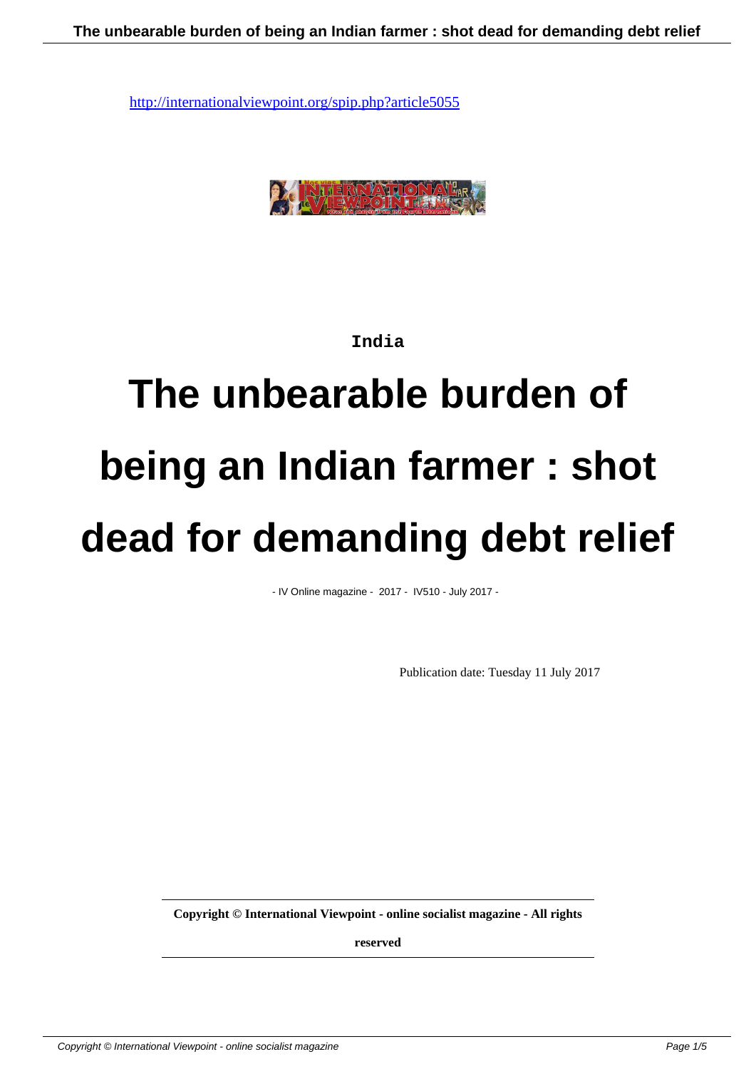http://internationalviewpoint.org/spip.php?article5055

India

# The unbearable burden of being an Indian farmer : shot dead for demanding debt relief

- IV Online magazine - 2017 - IV510 - July 2017 -

Publication date: Tuesday 11 July 2017

**Copyright © International Viewpoint - online socialist magazine - All rights reserved**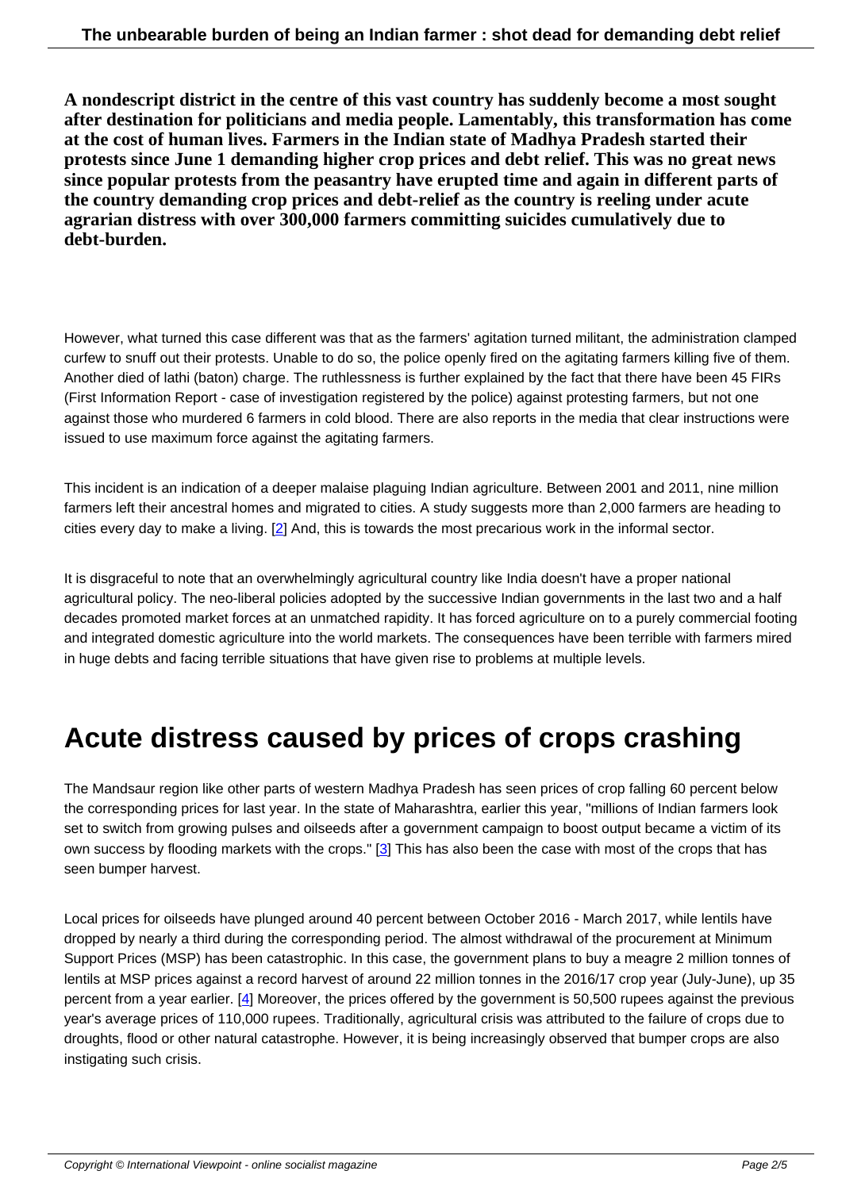**A nondescript district in the centre of this vast country has suddenly become a most sought after destination for politicians and media people. Lamentably, this transformation has come at the cost of human lives. Farmers in the Indian state of Madhya Pradesh started their protests since June 1 demanding higher crop prices and debt relief. This was no great news since popular protests from the peasantry have erupted time and again in different parts of the country demanding crop prices and debt-relief as the country is reeling under acute agrarian distress with over 300,000 farmers committing suicides cumulatively due to debt-burden.**

However, what turned this case different was that as the farmers' agitation turned militant, the administration clamped curfew to snuff out their protests. Unable to do so, the police openly fired on the agitating farmers killing five of them. Another died of lathi (baton) charge. The ruthlessness is further explained by the fact that there have been 45 FIRs (First Information Report - case of investigation registered by the police) against protesting farmers, but not one against those who murdered 6 farmers in cold blood. There are also reports in the media that clear instructions were issued to use maximum force against the agitating farmers.

This incident is an indication of a deeper malaise plaguing Indian agriculture. Between 2001 and 2011, nine million farmers left their ancestral homes and migrated to cities. A study suggests more than 2,000 farmers are heading to cities every day to make a living. [2] And, this is towards the most precarious work in the informal sector.

It is disgraceful to note that an overwhelmingly agricultural country like India doesn't have a proper national agricultural policy. The neo-liberal policies adopted by the successive Indian governments in the last two and a half decades promoted market forces at an unmatched rapidity. It has forced agriculture on to a purely commercial footing and integrated domestic agriculture into the world markets. The consequences have been terrible with farmers mired in huge debts and facing terrible situations that have given rise to problems at multiple levels.

# Acute distress caused by prices of crops crashing

The Mandsaur region like other parts of western Madhya Pradesh has seen prices of crop falling 60 percent below the corresponding prices for last year. In the state of Maharashtra, earlier this year, "millions of Indian farmers look set to switch from growing pulses and oilseeds after a government campaign to boost output became a victim of its own success by flooding markets with the crops." [3] This has also been the case with most of the crops that has seen bumper harvest.

Local prices for oilseeds have plunged around 40 percent between October 2016 - March 2017, while lentils have dropped by nearly a third during the corresponding period. The almost withdrawal of the procurement at Minimum Support Prices (MSP) has been catastrophic. In this case, the government plans to buy a meagre 2 million tonnes of lentils at MSP prices against a record harvest of around 22 million tonnes in the 2016/17 crop year (July-June), up 35 percent from a year earlier. [4] Moreover, the prices offered by the government is 50,500 rupees against the previous year's average prices of 110,000 rupees. Traditionally, agricultural crisis was attributed to the failure of crops due to droughts, flood or other natural catastrophe. However, it is being increasingly observed that bumper crops are also instigating such crisis.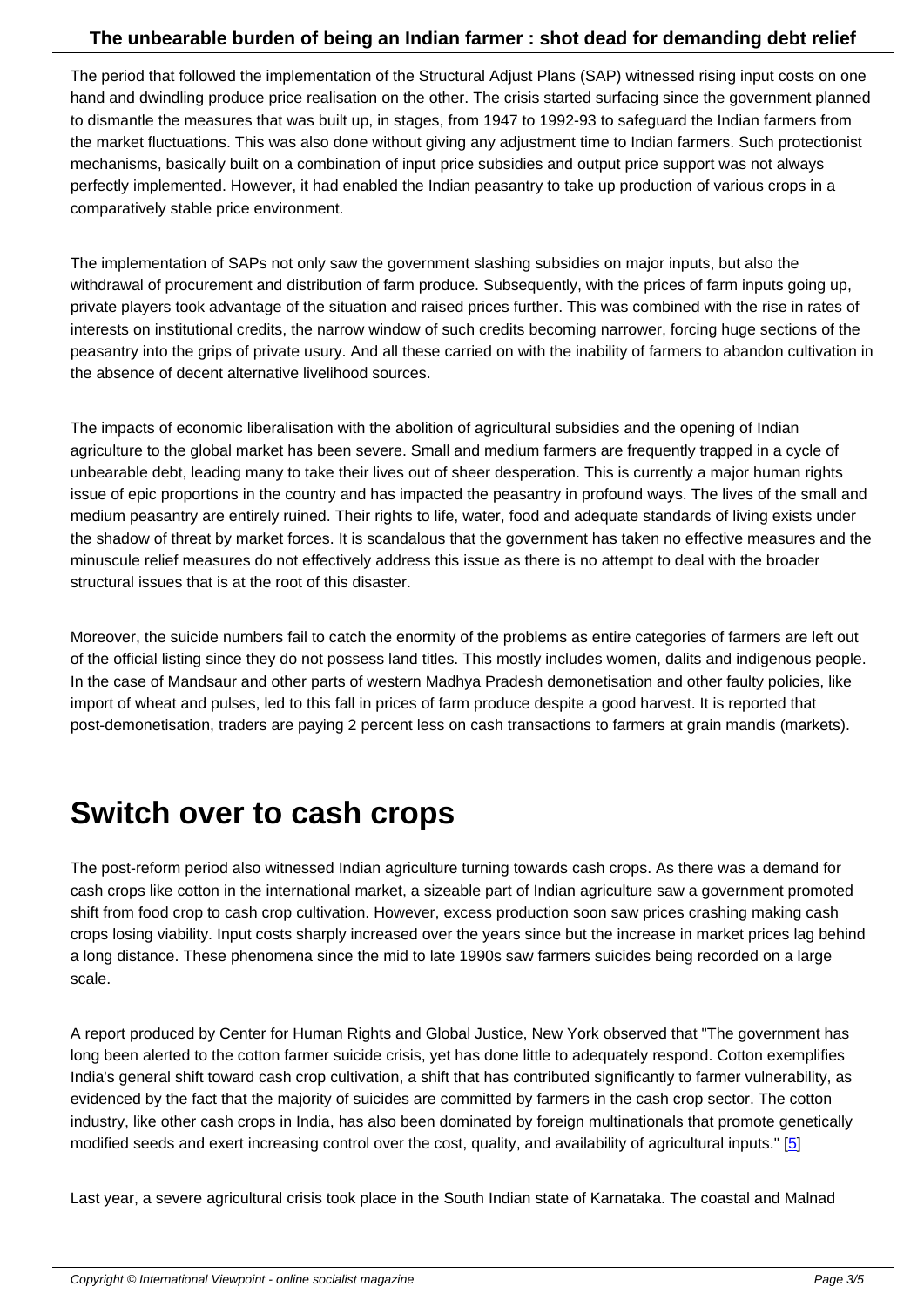The period that followed the implementation of the Structural Adjust Plans (SAP) witnessed rising input costs on one hand and dwindling produce price realisation on the other. The crisis started surfacing since the government planned to dismantle the measures that was built up, in stages, from 1947 to 1992-93 to safeguard the Indian farmers from the market fluctuations. This was also done without giving any adjustment time to Indian farmers. Such protectionist mechanisms, basically built on a combination of input price subsidies and output price support was not always perfectly implemented. However, it had enabled the Indian peasantry to take up production of various crops in a comparatively stable price environment.

The implementation of SAPs not only saw the government slashing subsidies on major inputs, but also the withdrawal of procurement and distribution of farm produce. Subsequently, with the prices of farm inputs going up, private players took advantage of the situation and raised prices further. This was combined with the rise in rates of interests on institutional credits, the narrow window of such credits becoming narrower, forcing huge sections of the peasantry into the grips of private usury. And all these carried on with the inability of farmers to abandon cultivation in the absence of decent alternative livelihood sources.

The impacts of economic liberalisation with the abolition of agricultural subsidies and the opening of Indian agriculture to the global market has been severe. Small and medium farmers are frequently trapped in a cycle of unbearable debt, leading many to take their lives out of sheer desperation. This is currently a major human rights issue of epic proportions in the country and has impacted the peasantry in profound ways. The lives of the small and medium peasantry are entirely ruined. Their rights to life, water, food and adequate standards of living exists under the shadow of threat by market forces. It is scandalous that the government has taken no effective measures and the minuscule relief measures do not effectively address this issue as there is no attempt to deal with the broader structural issues that is at the root of this disaster.

Moreover, the suicide numbers fail to catch the enormity of the problems as entire categories of farmers are left out of the official listing since they do not possess land titles. This mostly includes women, dalits and indigenous people. In the case of Mandsaur and other parts of western Madhya Pradesh demonetisation and other faulty policies, like import of wheat and pulses, led to this fall in prices of farm produce despite a good harvest. It is reported that post-demonetisation, traders are paying 2 percent less on cash transactions to farmers at grain mandis (markets).

# Switch over to cash crops

The post-reform period also witnessed Indian agriculture turning towards cash crops. As there was a demand for cash crops like cotton in the international market, a sizeable part of Indian agriculture saw a government promoted shift from food crop to cash crop cultivation. However, excess production soon saw prices crashing making cash crops losing viability. Input costs sharply increased over the years since but the increase in market prices lag behind a long distance. These phenomena since the mid to late 1990s saw farmers suicides being recorded on a large scale.

A report produced by Center for Human Rights and Global Justice, New York observed that "The government has long been alerted to the cotton farmer suicide crisis, yet has done little to adequately respond. Cotton exemplifies India's general shift toward cash crop cultivation, a shift that has contributed significantly to farmer vulnerability, as evidenced by the fact that the majority of suicides are committed by farmers in the cash crop sector. The cotton industry, like other cash crops in India, has also been dominated by foreign multinationals that promote genetically modified seeds and exert increasing control over the cost, quality, and availability of agricultural inputs." [5]

Last year, a severe agricultural crisis took place in the South Indian state of Karnataka. The coastal and Malnad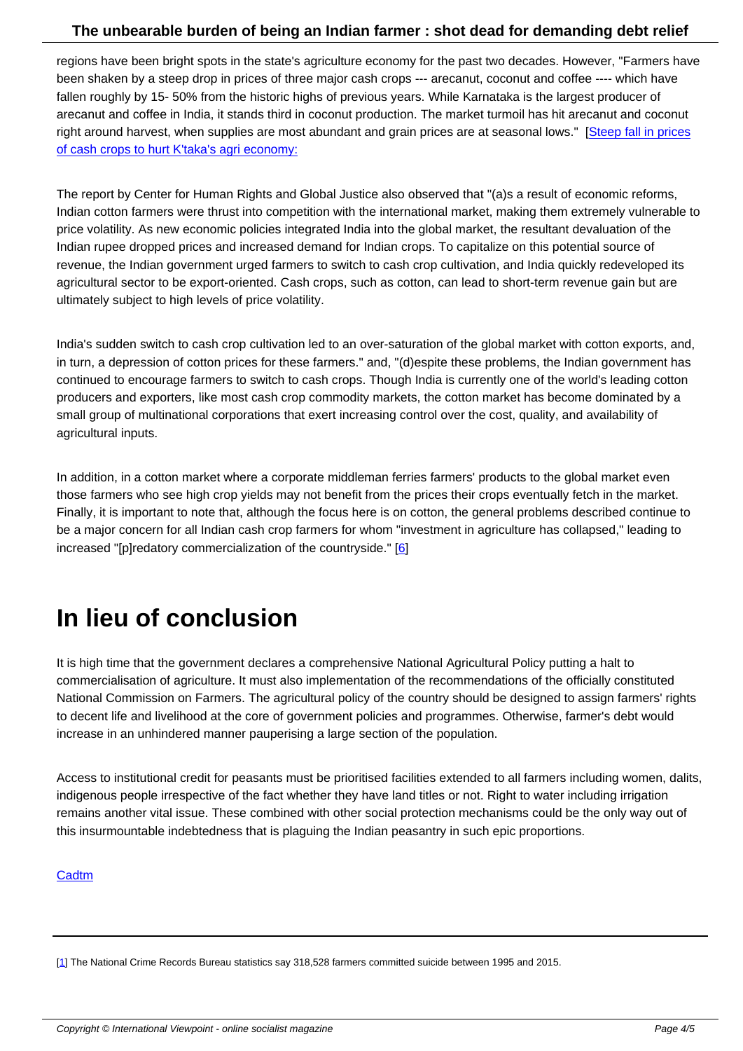regions have been bright spots in the state's agriculture economy for the past two decades. However, "Farmers have been shaken by a steep drop in prices of three major cash crops --- arecanut, coconut and coffee ---- which have fallen roughly by 15- 50% from the historic highs of previous years. While Karnataka is the largest producer of arecanut and coffee in India, it stands third in coconut production. The market turmoil has hit arecanut and coconut right around harvest, when supplies are most abundant and grain prices are at seasonal lows." [Steep fall in prices of cash crops to hurt K'taka's agri economy:

The report by Center for Human Rights and Global Justice also observed that "(a)s a result of economic reforms, Indian cotton farmers were thrust into competition with the international market, making them extremely vulnerable to price volatility. As new economic policies integrated India into the global market, the resultant devaluation of the Indian rupee dropped prices and increased demand for Indian crops. To capitalize on this potential source of revenue, the Indian government urged farmers to switch to cash crop cultivation, and India quickly redeveloped its agricultural sector to be export-oriented. Cash crops, such as cotton, can lead to short-term revenue gain but are ultimately subject to high levels of price volatility.

India's sudden switch to cash crop cultivation led to an over-saturation of the global market with cotton exports, and, in turn, a depression of cotton prices for these farmers." and, "(d)espite these problems, the Indian government has continued to encourage farmers to switch to cash crops. Though India is currently one of the world's leading cotton producers and exporters, like most cash crop commodity markets, the cotton market has become dominated by a small group of multinational corporations that exert increasing control over the cost, quality, and availability of agricultural inputs.

In addition, in a cotton market where a corporate middleman ferries farmers' products to the global market even those farmers who see high crop yields may not benefit from the prices their crops eventually fetch in the market. Finally, it is important to note that, although the focus here is on cotton, the general problems described continue to be a major concern for all Indian cash crop farmers for whom "investment in agriculture has collapsed," leading to increased "[p]redatory commercialization of the countryside." [6]

# In lieu of conclusion

It is high time that the government declares a comprehensive National Agricultural Policy putting a halt to commercialisation of agriculture. It must also implementation of the recommendations of the officially constituted National Commission on Farmers. The agricultural policy of the country should be designed to assign farmers' rights to decent life and livelihood at the core of government policies and programmes. Otherwise, farmer's debt would increase in an unhindered manner pauperising a large section of the population.

Access to institutional credit for peasants must be prioritised facilities extended to all farmers including women, dalits, indigenous people irrespective of the fact whether they have land titles or not. Right to water including irrigation remains another vital issue. These combined with other social protection mechanisms could be the only way out of this insurmountable indebtedness that is plaguing the Indian peasantry in such epic proportions.

Cadtm

[1] The National Crime Records Bureau statistics say 318,528 farmers committed suicide between 1995 and 2015.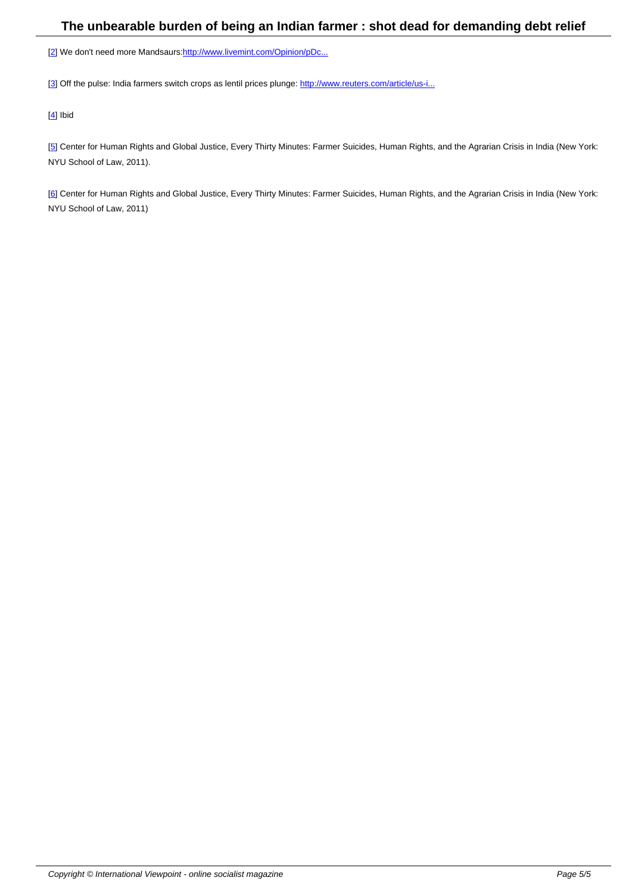[2] We don't need more Mandsaurs:http://www.livemint.com/Opinion/pDc...

[3] Off the pulse: India farmers switch crops as lentil prices plunge: http://www.reuters.com/article/us-i...

[4] Ibid

[5] Center for Human Rights and Global Justice, Every Thirty Minutes: Farmer Suicides, Human Rights, and the Agrarian Crisis in India (New York: NYU School of Law, 2011).

[6] Center for Human Rights and Global Justice, Every Thirty Minutes: Farmer Suicides, Human Rights, and the Agrarian Crisis in India (New York: NYU School of Law, 2011)